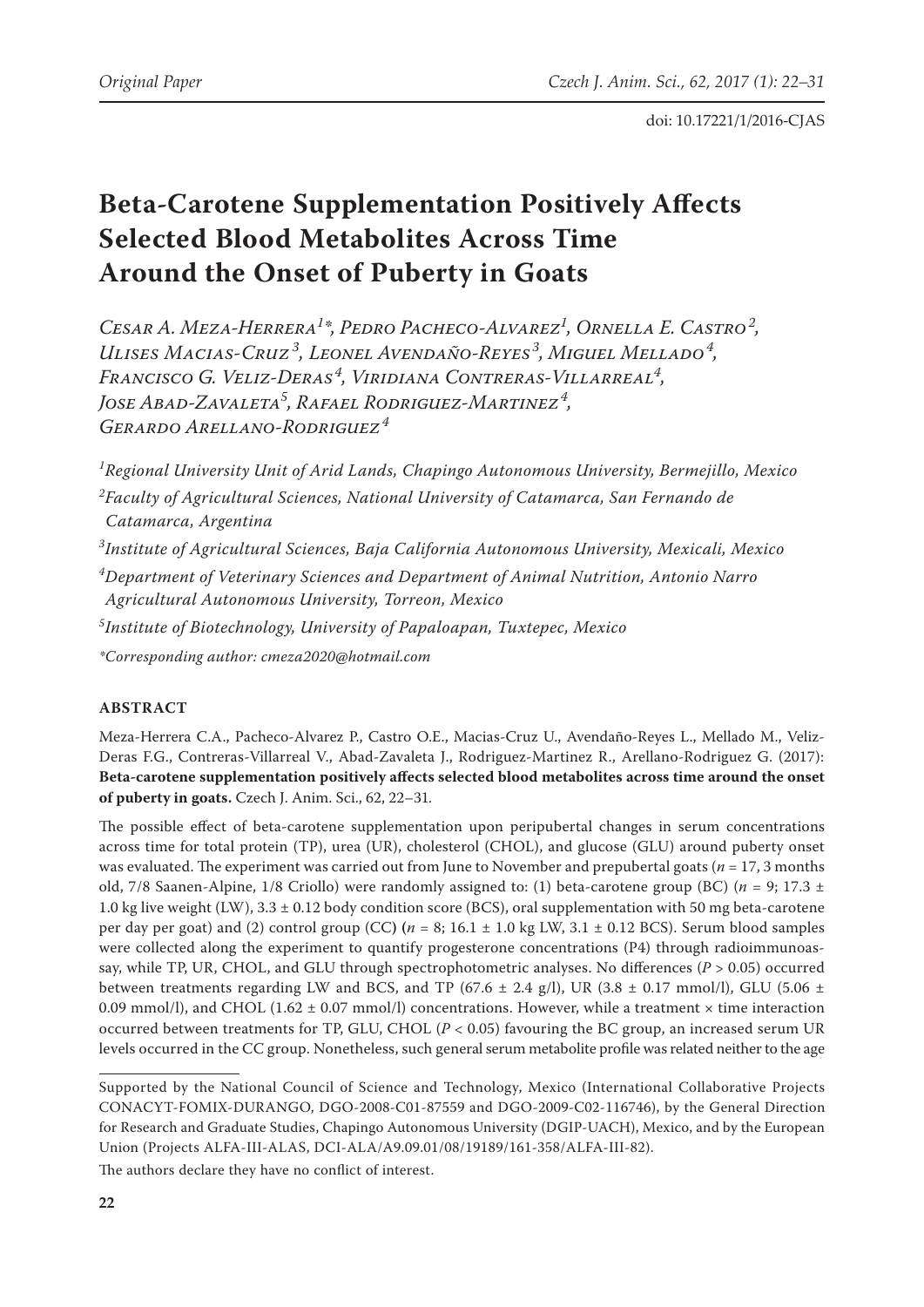Original Paper

doi: 10.17221/1/2016-CJAS

# Beta-Carotene Supplementation Positively Affects Selected Blood Metabolites Across Time Around the Onset of Puberty in Goats

*Cesar A. Meza-Herrera[1]\*, Pedro Pacheco-Alvarez[1], Ornella E. Castro[2], Ulises Macias-Cruz[3], Leonel Avendaño-Reyes[3], Miguel Mellado[4], Francisco G. Veliz-Deras[4], Viridiana Contreras-Villarreal[4], Jose Abad-Zavaleta[5], Rafael Rodriguez-Martinez[4], Gerardo Arellano-Rodriguez[4]*

[1]*Regional University Unit of Arid Lands, Chapingo Autonomous University, Bermejillo, Mexico*

[2]*Faculty of Agricultural Sciences, National University of Catamarca, San Fernando de Catamarca, Argentina*

[3]*Institute of Agricultural Sciences, Baja California Autonomous University, Mexicali, Mexico*

[4]*Department of Veterinary Sciences and Department of Animal Nutrition, Antonio Narro Agricultural Autonomous University, Torreon, Mexico*

[5]*Institute of Biotechnology, University of Papaloapan, Tuxtepec, Mexico*

*\*Corresponding author: cmeza2020@hotmail.com*

## ABSTRACT

Meza-Herrera C.A., Pacheco-Alvarez P., Castro O.E., Macias-Cruz U., Avendaño-Reyes L., Mellado M., Veliz-Deras F.G., Contreras-Villarreal V., Abad-Zavaleta J., Rodriguez-Martinez R., Arellano-Rodriguez G. (2017): **Beta-carotene supplementation positively affects selected blood metabolites across time around the onset of puberty in goats.** Czech J. Anim. Sci., 62, 22–31.

The possible effect of beta-carotene supplementation upon peripubertal changes in serum concentrations across time for total protein (TP), urea (UR), cholesterol (CHOL), and glucose (GLU) around puberty onset was evaluated. The experiment was carried out from June to November and prepubertal goats ($n$ = 17, 3 months old, 7/8 Saanen-Alpine, 1/8 Criollo) were randomly assigned to: (1) beta-carotene group (BC) ($n$ = 9; 17.3 ± 1.0 kg live weight (LW), 3.3 ± 0.12 body condition score (BCS), oral supplementation with 50 mg beta-carotene per day per goat) and (2) control group (CC) ($n$ = 8; 16.1 ± 1.0 kg LW, 3.1 ± 0.12 BCS). Serum blood samples were collected along the experiment to quantify progesterone concentrations (P4) through radioimmunoassay, while TP, UR, CHOL, and GLU through spectrophotometric analyses. No differences ($P$ > 0.05) occurred between treatments regarding LW and BCS, and TP (67.6 ± 2.4 g/l), UR (3.8 ± 0.17 mmol/l), GLU (5.06 ± 0.09 mmol/l), and CHOL (1.62 ± 0.07 mmol/l) concentrations. However, while a treatment × time interaction occurred between treatments for TP, GLU, CHOL ($P$ < 0.05) favouring the BC group, an increased serum UR levels occurred in the CC group. Nonetheless, such general serum metabolite profile was related neither to the age

Supported by the National Council of Science and Technology, Mexico (International Collaborative Projects CONACYT-FOMIX-DURANGO, DGO-2008-C01-87559 and DGO-2009-C02-116746), by the General Direction for Research and Graduate Studies, Chapingo Autonomous University (DGIP-UACH), Mexico, and by the European Union (Projects ALFA-III-ALAS, DCI-ALA/A9.09.01/08/19189/161-358/ALFA-III-82).

The authors declare they have no conflict of interest.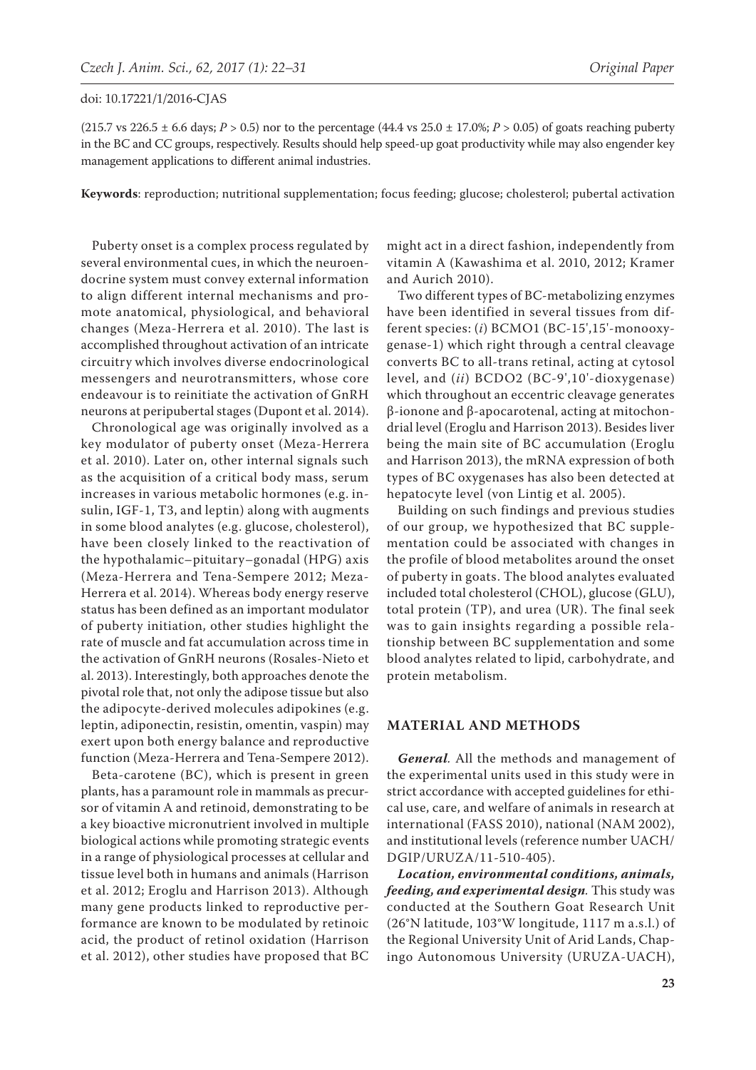(215.7 vs 226.5 ± 6.6 days; $P > 0.5$) nor to the percentage (44.4 vs 25.0 ± 17.0%; $P > 0.05$) of goats reaching puberty in the BC and CC groups, respectively. Results should help speed-up goat productivity while may also engender key management applications to different animal industries.

**Keywords**: reproduction; nutritional supplementation; focus feeding; glucose; cholesterol; pubertal activation

Puberty onset is a complex process regulated by several environmental cues, in which the neuroendocrine system must convey external information to align different internal mechanisms and promote anatomical, physiological, and behavioral changes (Meza-Herrera et al. 2010). The last is accomplished throughout activation of an intricate circuitry which involves diverse endocrinological messengers and neurotransmitters, whose core endeavour is to reinitiate the activation of GnRH neurons at peripubertal stages (Dupont et al. 2014).

Chronological age was originally involved as a key modulator of puberty onset (Meza-Herrera et al. 2010). Later on, other internal signals such as the acquisition of a critical body mass, serum increases in various metabolic hormones (e.g. insulin, IGF-1, T3, and leptin) along with augments in some blood analytes (e.g. glucose, cholesterol), have been closely linked to the reactivation of the hypothalamic–pituitary–gonadal (HPG) axis (Meza-Herrera and Tena-Sempere 2012; Meza-Herrera et al. 2014). Whereas body energy reserve status has been defined as an important modulator of puberty initiation, other studies highlight the rate of muscle and fat accumulation across time in the activation of GnRH neurons (Rosales-Nieto et al. 2013). Interestingly, both approaches denote the pivotal role that, not only the adipose tissue but also the adipocyte-derived molecules adipokines (e.g. leptin, adiponectin, resistin, omentin, vaspin) may exert upon both energy balance and reproductive function (Meza-Herrera and Tena-Sempere 2012).

Beta-carotene (BC), which is present in green plants, has a paramount role in mammals as precursor of vitamin A and retinoid, demonstrating to be a key bioactive micronutrient involved in multiple biological actions while promoting strategic events in a range of physiological processes at cellular and tissue level both in humans and animals (Harrison et al. 2012; Eroglu and Harrison 2013). Although many gene products linked to reproductive performance are known to be modulated by retinoic acid, the product of retinol oxidation (Harrison et al. 2012), other studies have proposed that BC might act in a direct fashion, independently from vitamin A (Kawashima et al. 2010, 2012; Kramer and Aurich 2010).

Two different types of BC-metabolizing enzymes have been identified in several tissues from different species: (*i*) BCMO1 (BC-15',15'-monooxygenase-1) which right through a central cleavage converts BC to all-trans retinal, acting at cytosol level, and (*ii*) BCDO2 (BC-9',10'-dioxygenase) which throughout an eccentric cleavage generates β-ionone and β-apocarotenal, acting at mitochondrial level (Eroglu and Harrison 2013). Besides liver being the main site of BC accumulation (Eroglu and Harrison 2013), the mRNA expression of both types of BC oxygenases has also been detected at hepatocyte level (von Lintig et al. 2005).

Building on such findings and previous studies of our group, we hypothesized that BC supplementation could be associated with changes in the profile of blood metabolites around the onset of puberty in goats. The blood analytes evaluated included total cholesterol (CHOL), glucose (GLU), total protein (TP), and urea (UR). The final seek was to gain insights regarding a possible relationship between BC supplementation and some blood analytes related to lipid, carbohydrate, and protein metabolism.

## MATERIAL AND METHODS

***General.*** All the methods and management of the experimental units used in this study were in strict accordance with accepted guidelines for ethical use, care, and welfare of animals in research at international (FASS 2010), national (NAM 2002), and institutional levels (reference number UACH/DGIP/URUZA/11-510-405).

***Location, environmental conditions, animals, feeding, and experimental design.*** This study was conducted at the Southern Goat Research Unit (26°N latitude, 103°W longitude, 1117 m a.s.l.) of the Regional University Unit of Arid Lands, Chapingo Autonomous University (URUZA-UACH),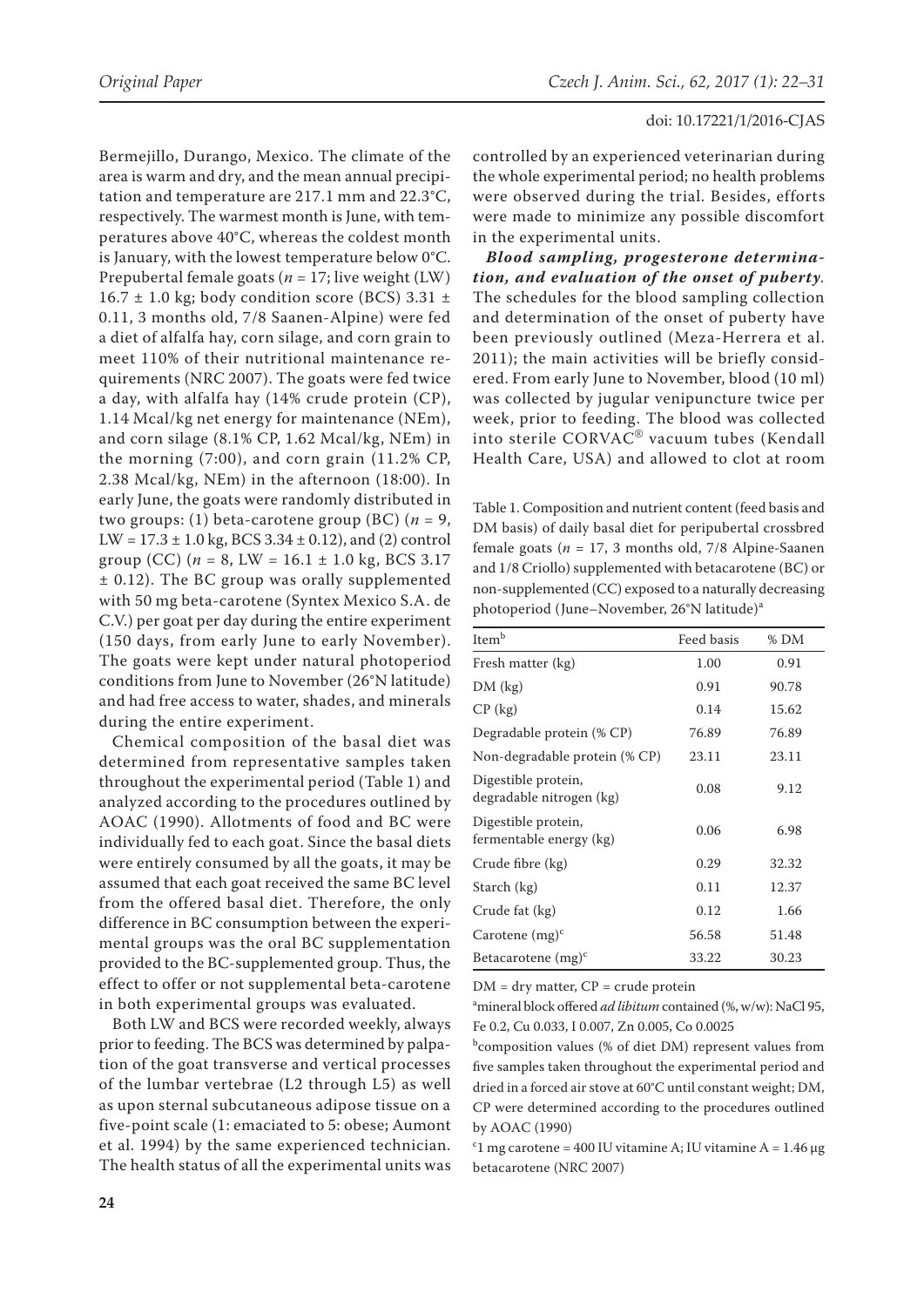Bermejillo, Durango, Mexico. The climate of the area is warm and dry, and the mean annual precipitation and temperature are 217.1 mm and 22.3°C, respectively. The warmest month is June, with temperatures above 40°C, whereas the coldest month is January, with the lowest temperature below 0°C. Prepubertal female goats ($n$ = 17; live weight (LW) 16.7 ± 1.0 kg; body condition score (BCS) 3.31 ± 0.11, 3 months old, 7/8 Saanen-Alpine) were fed a diet of alfalfa hay, corn silage, and corn grain to meet 110% of their nutritional maintenance requirements (NRC 2007). The goats were fed twice a day, with alfalfa hay (14% crude protein (CP), 1.14 Mcal/kg net energy for maintenance (NEm), and corn silage (8.1% CP, 1.62 Mcal/kg, NEm) in the morning (7:00), and corn grain (11.2% CP, 2.38 Mcal/kg, NEm) in the afternoon (18:00). In early June, the goats were randomly distributed in two groups: (1) beta-carotene group (BC) ($n$ = 9, LW = 17.3 ± 1.0 kg, BCS 3.34 ± 0.12), and (2) control group (CC) ($n$ = 8, LW = 16.1 ± 1.0 kg, BCS 3.17 ± 0.12). The BC group was orally supplemented with 50 mg beta-carotene (Syntex Mexico S.A. de C.V.) per goat per day during the entire experiment (150 days, from early June to early November). The goats were kept under natural photoperiod conditions from June to November (26°N latitude) and had free access to water, shades, and minerals during the entire experiment.

Chemical composition of the basal diet was determined from representative samples taken throughout the experimental period (Table 1) and analyzed according to the procedures outlined by AOAC (1990). Allotments of food and BC were individually fed to each goat. Since the basal diets were entirely consumed by all the goats, it may be assumed that each goat received the same BC level from the offered basal diet. Therefore, the only difference in BC consumption between the experimental groups was the oral BC supplementation provided to the BC-supplemented group. Thus, the effect to offer or not supplemental beta-carotene in both experimental groups was evaluated.

Both LW and BCS were recorded weekly, always prior to feeding. The BCS was determined by palpation of the goat transverse and vertical processes of the lumbar vertebrae (L2 through L5) as well as upon sternal subcutaneous adipose tissue on a five-point scale (1: emaciated to 5: obese; Aumont et al. 1994) by the same experienced technician. The health status of all the experimental units was controlled by an experienced veterinarian during the whole experimental period; no health problems were observed during the trial. Besides, efforts were made to minimize any possible discomfort in the experimental units.

***Blood sampling, progesterone determination, and evaluation of the onset of puberty.*** The schedules for the blood sampling collection and determination of the onset of puberty have been previously outlined (Meza-Herrera et al. 2011); the main activities will be briefly considered. From early June to November, blood (10 ml) was collected by jugular venipuncture twice per week, prior to feeding. The blood was collected into sterile CORVAC® vacuum tubes (Kendall Health Care, USA) and allowed to clot at room

Table 1. Composition and nutrient content (feed basis and DM basis) of daily basal diet for peripubertal crossbred female goats ($n$ = 17, 3 months old, 7/8 Alpine-Saanen and 1/8 Criollo) supplemented with betacarotene (BC) or non-supplemented (CC) exposed to a naturally decreasing photoperiod (June–November, 26°N latitude)[a]

| Item[b] | Feed basis | % DM |
|---|---|---|
| Fresh matter (kg) | 1.00 | 0.91 |
| DM (kg) | 0.91 | 90.78 |
| CP (kg) | 0.14 | 15.62 |
| Degradable protein (% CP) | 76.89 | 76.89 |
| Non-degradable protein (% CP) | 23.11 | 23.11 |
| Digestible protein, degradable nitrogen (kg) | 0.08 | 9.12 |
| Digestible protein, fermentable energy (kg) | 0.06 | 6.98 |
| Crude fibre (kg) | 0.29 | 32.32 |
| Starch (kg) | 0.11 | 12.37 |
| Crude fat (kg) | 0.12 | 1.66 |
| Carotene (mg)[c] | 56.58 | 51.48 |
| Betacarotene (mg)[c] | 33.22 | 30.23 |

DM = dry matter, CP = crude protein

[a]mineral block offered *ad libitum* contained (%, w/w): NaCl 95, Fe 0.2, Cu 0.033, I 0.007, Zn 0.005, Co 0.0025

[b]composition values (% of diet DM) represent values from five samples taken throughout the experimental period and dried in a forced air stove at 60°C until constant weight; DM, CP were determined according to the procedures outlined by AOAC (1990)

[c]1 mg carotene = 400 IU vitamine A; IU vitamine A = 1.46 μg betacarotene (NRC 2007)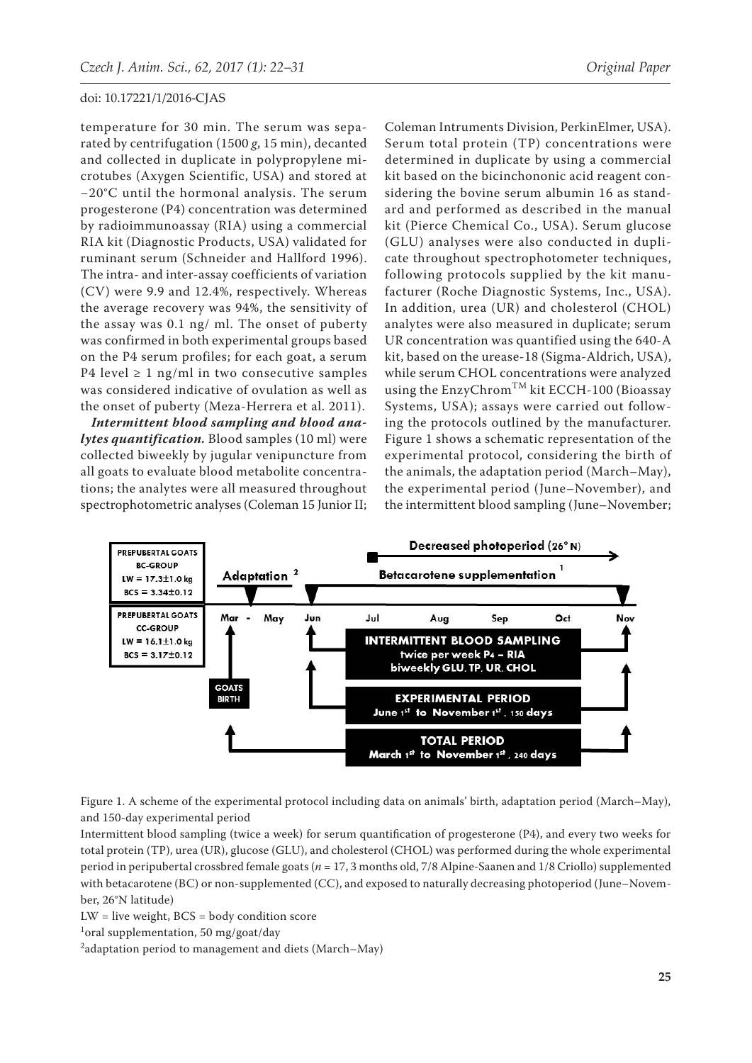temperature for 30 min. The serum was separated by centrifugation (1500 *g*, 15 min), decanted and collected in duplicate in polypropylene microtubes (Axygen Scientific, USA) and stored at −20°C until the hormonal analysis. The serum progesterone (P4) concentration was determined by radioimmunoassay (RIA) using a commercial RIA kit (Diagnostic Products, USA) validated for ruminant serum (Schneider and Hallford 1996). The intra- and inter-assay coefficients of variation (CV) were 9.9 and 12.4%, respectively. Whereas the average recovery was 94%, the sensitivity of the assay was 0.1 ng/ ml. The onset of puberty was confirmed in both experimental groups based on the P4 serum profiles; for each goat, a serum P4 level ≥ 1 ng/ml in two consecutive samples was considered indicative of ovulation as well as the onset of puberty (Meza-Herrera et al. 2011).

***Intermittent blood sampling and blood analytes quantification.*** Blood samples (10 ml) were collected biweekly by jugular venipuncture from all goats to evaluate blood metabolite concentrations; the analytes were all measured throughout spectrophotometric analyses (Coleman 15 Junior II; Coleman Intruments Division, PerkinElmer, USA). Serum total protein (TP) concentrations were determined in duplicate by using a commercial kit based on the bicinchononic acid reagent considering the bovine serum albumin 16 as standard and performed as described in the manual kit (Pierce Chemical Co., USA). Serum glucose (GLU) analyses were also conducted in duplicate throughout spectrophotometer techniques, following protocols supplied by the kit manufacturer (Roche Diagnostic Systems, Inc., USA). In addition, urea (UR) and cholesterol (CHOL) analytes were also measured in duplicate; serum UR concentration was quantified using the 640-A kit, based on the urease-18 (Sigma-Aldrich, USA), while serum CHOL concentrations were analyzed using the EnzyChrom™ kit ECCH-100 (Bioassay Systems, USA); assays were carried out following the protocols outlined by the manufacturer. Figure 1 shows a schematic representation of the experimental protocol, considering the birth of the animals, the adaptation period (March–May), the experimental period (June–November), and the intermittent blood sampling (June–November;

PREPUBERTAL GOATS BC-GROUP LW = 17.3±1.0 kg BCS = 3.34±0.12

PREPUBERTAL GOATS CC-GROUP LW = 16.1±1.0 kg BCS = 3.17±0.12

Adaptation [2] — Decreased photoperiod (26° N) — Betacarotene supplementation [1]

Mar - May | Jun | Jul | Aug | Sep | Oct | Nov

GOATS BIRTH

INTERMITTENT BLOOD SAMPLING: twice per week $P_4$ – RIA; biweekly GLU, TP, UR, CHOL

EXPERIMENTAL PERIOD: June 1st to November 1st, 150 days

TOTAL PERIOD: March 1st to November 1st, 240 days

Figure 1. A scheme of the experimental protocol including data on animals' birth, adaptation period (March–May), and 150-day experimental period

Intermittent blood sampling (twice a week) for serum quantification of progesterone (P4), and every two weeks for total protein (TP), urea (UR), glucose (GLU), and cholesterol (CHOL) was performed during the whole experimental period in peripubertal crossbred female goats ($n$ = 17, 3 months old, 7/8 Alpine-Saanen and 1/8 Criollo) supplemented with betacarotene (BC) or non-supplemented (CC), and exposed to naturally decreasing photoperiod (June–November, 26°N latitude)

LW = live weight, BCS = body condition score

[1]oral supplementation, 50 mg/goat/day

[2]adaptation period to management and diets (March–May)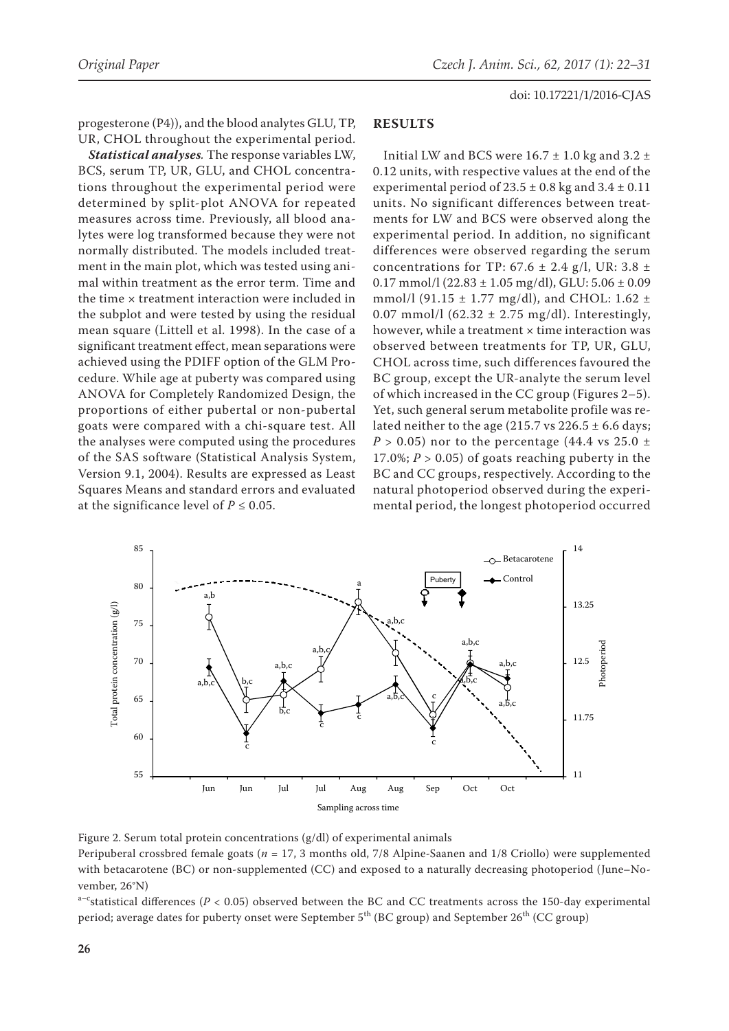progesterone (P4)), and the blood analytes GLU, TP, UR, CHOL throughout the experimental period.

***Statistical analyses.*** The response variables LW, BCS, serum TP, UR, GLU, and CHOL concentrations throughout the experimental period were determined by split-plot ANOVA for repeated measures across time. Previously, all blood analytes were log transformed because they were not normally distributed. The models included treatment in the main plot, which was tested using animal within treatment as the error term. Time and the time × treatment interaction were included in the subplot and were tested by using the residual mean square (Littell et al. 1998). In the case of a significant treatment effect, mean separations were achieved using the PDIFF option of the GLM Procedure. While age at puberty was compared using ANOVA for Completely Randomized Design, the proportions of either pubertal or non-pubertal goats were compared with a chi-square test. All the analyses were computed using the procedures of the SAS software (Statistical Analysis System, Version 9.1, 2004). Results are expressed as Least Squares Means and standard errors and evaluated at the significance level of $P \leq 0.05$.

## RESULTS

Initial LW and BCS were 16.7 ± 1.0 kg and 3.2 ± 0.12 units, with respective values at the end of the experimental period of 23.5 ± 0.8 kg and 3.4 ± 0.11 units. No significant differences between treatments for LW and BCS were observed along the experimental period. In addition, no significant differences were observed regarding the serum concentrations for TP: 67.6 ± 2.4 g/l, UR: 3.8 ± 0.17 mmol/l (22.83 ± 1.05 mg/dl), GLU: 5.06 ± 0.09 mmol/l (91.15 ± 1.77 mg/dl), and CHOL: 1.62 ± 0.07 mmol/l (62.32 ± 2.75 mg/dl). Interestingly, however, while a treatment × time interaction was observed between treatments for TP, UR, GLU, CHOL across time, such differences favoured the BC group, except the UR-analyte the serum level of which increased in the CC group (Figures 2–5). Yet, such general serum metabolite profile was related neither to the age (215.7 vs 226.5 ± 6.6 days; $P > 0.05$) nor to the percentage (44.4 vs 25.0 ± 17.0%; $P > 0.05$) of goats reaching puberty in the BC and CC groups, respectively. According to the natural photoperiod observed during the experimental period, the longest photoperiod occurred

Figure 2. Serum total protein concentrations (g/dl) of experimental animals

Peripuberal crossbred female goats ($n$ = 17, 3 months old, 7/8 Alpine-Saanen and 1/8 Criollo) were supplemented with betacarotene (BC) or non-supplemented (CC) and exposed to a naturally decreasing photoperiod (June–November, 26°N)

[a–c]statistical differences ($P < 0.05$) observed between the BC and CC treatments across the 150-day experimental period; average dates for puberty onset were September 5[th] (BC group) and September 26[th] (CC group)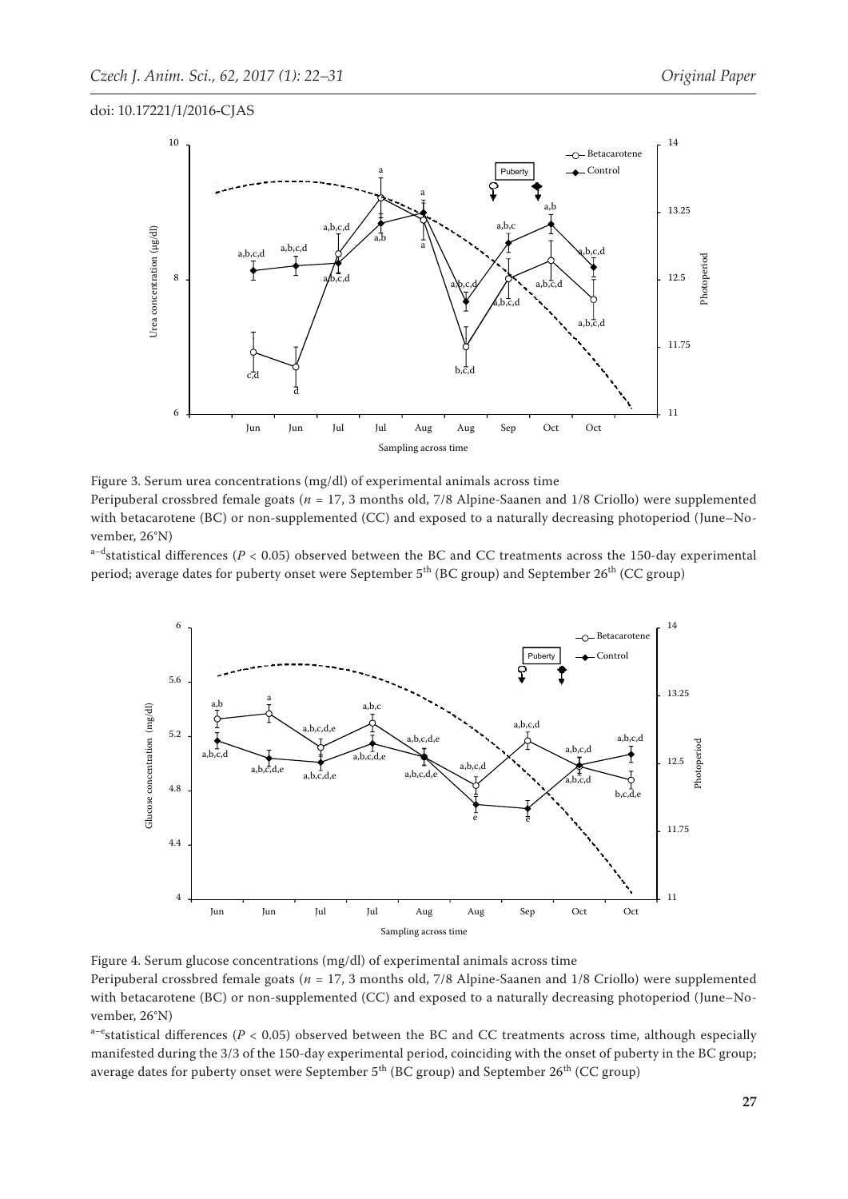Figure 3. Serum urea concentrations (mg/dl) of experimental animals across time

Peripuberal crossbred female goats ($n$ = 17, 3 months old, 7/8 Alpine-Saanen and 1/8 Criollo) were supplemented with betacarotene (BC) or non-supplemented (CC) and exposed to a naturally decreasing photoperiod (June–November, 26°N)

[a–d]statistical differences ($P < 0.05$) observed between the BC and CC treatments across the 150-day experimental period; average dates for puberty onset were September 5[th] (BC group) and September 26[th] (CC group)

Figure 4. Serum glucose concentrations (mg/dl) of experimental animals across time

Peripuberal crossbred female goats ($n$ = 17, 3 months old, 7/8 Alpine-Saanen and 1/8 Criollo) were supplemented with betacarotene (BC) or non-supplemented (CC) and exposed to a naturally decreasing photoperiod (June–November, 26°N)

[a–e]statistical differences ($P < 0.05$) observed between the BC and CC treatments across time, although especially manifested during the 3/3 of the 150-day experimental period, coinciding with the onset of puberty in the BC group; average dates for puberty onset were September 5[th] (BC group) and September 26[th] (CC group)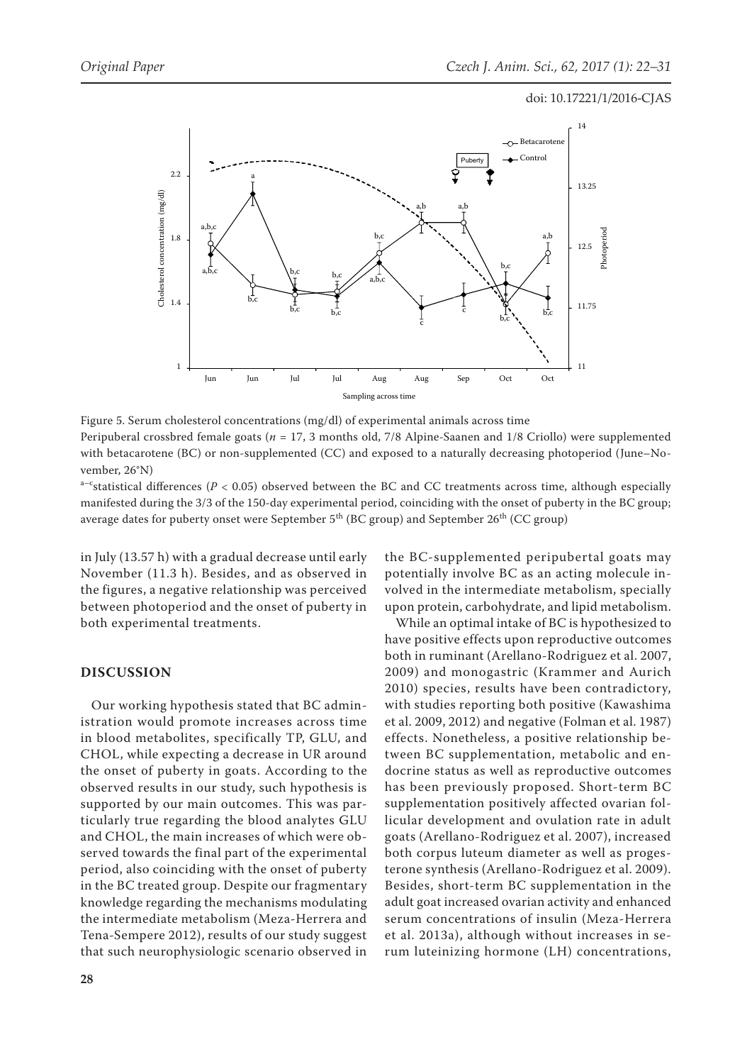Figure 5. Serum cholesterol concentrations (mg/dl) of experimental animals across time

Peripuberal crossbred female goats ($n$ = 17, 3 months old, 7/8 Alpine-Saanen and 1/8 Criollo) were supplemented with betacarotene (BC) or non-supplemented (CC) and exposed to a naturally decreasing photoperiod (June–November, 26°N)

[a–c]statistical differences ($P < 0.05$) observed between the BC and CC treatments across time, although especially manifested during the 3/3 of the 150-day experimental period, coinciding with the onset of puberty in the BC group; average dates for puberty onset were September 5[th] (BC group) and September 26[th] (CC group)

in July (13.57 h) with a gradual decrease until early November (11.3 h). Besides, and as observed in the figures, a negative relationship was perceived between photoperiod and the onset of puberty in both experimental treatments.

## DISCUSSION

Our working hypothesis stated that BC administration would promote increases across time in blood metabolites, specifically TP, GLU, and CHOL, while expecting a decrease in UR around the onset of puberty in goats. According to the observed results in our study, such hypothesis is supported by our main outcomes. This was particularly true regarding the blood analytes GLU and CHOL, the main increases of which were observed towards the final part of the experimental period, also coinciding with the onset of puberty in the BC treated group. Despite our fragmentary knowledge regarding the mechanisms modulating the intermediate metabolism (Meza-Herrera and Tena-Sempere 2012), results of our study suggest that such neurophysiologic scenario observed in the BC-supplemented peripubertal goats may potentially involve BC as an acting molecule involved in the intermediate metabolism, specially upon protein, carbohydrate, and lipid metabolism.

While an optimal intake of BC is hypothesized to have positive effects upon reproductive outcomes both in ruminant (Arellano-Rodriguez et al. 2007, 2009) and monogastric (Krammer and Aurich 2010) species, results have been contradictory, with studies reporting both positive (Kawashima et al. 2009, 2012) and negative (Folman et al. 1987) effects. Nonetheless, a positive relationship between BC supplementation, metabolic and endocrine status as well as reproductive outcomes has been previously proposed. Short-term BC supplementation positively affected ovarian follicular development and ovulation rate in adult goats (Arellano-Rodriguez et al. 2007), increased both corpus luteum diameter as well as progesterone synthesis (Arellano-Rodriguez et al. 2009). Besides, short-term BC supplementation in the adult goat increased ovarian activity and enhanced serum concentrations of insulin (Meza-Herrera et al. 2013a), although without increases in serum luteinizing hormone (LH) concentrations,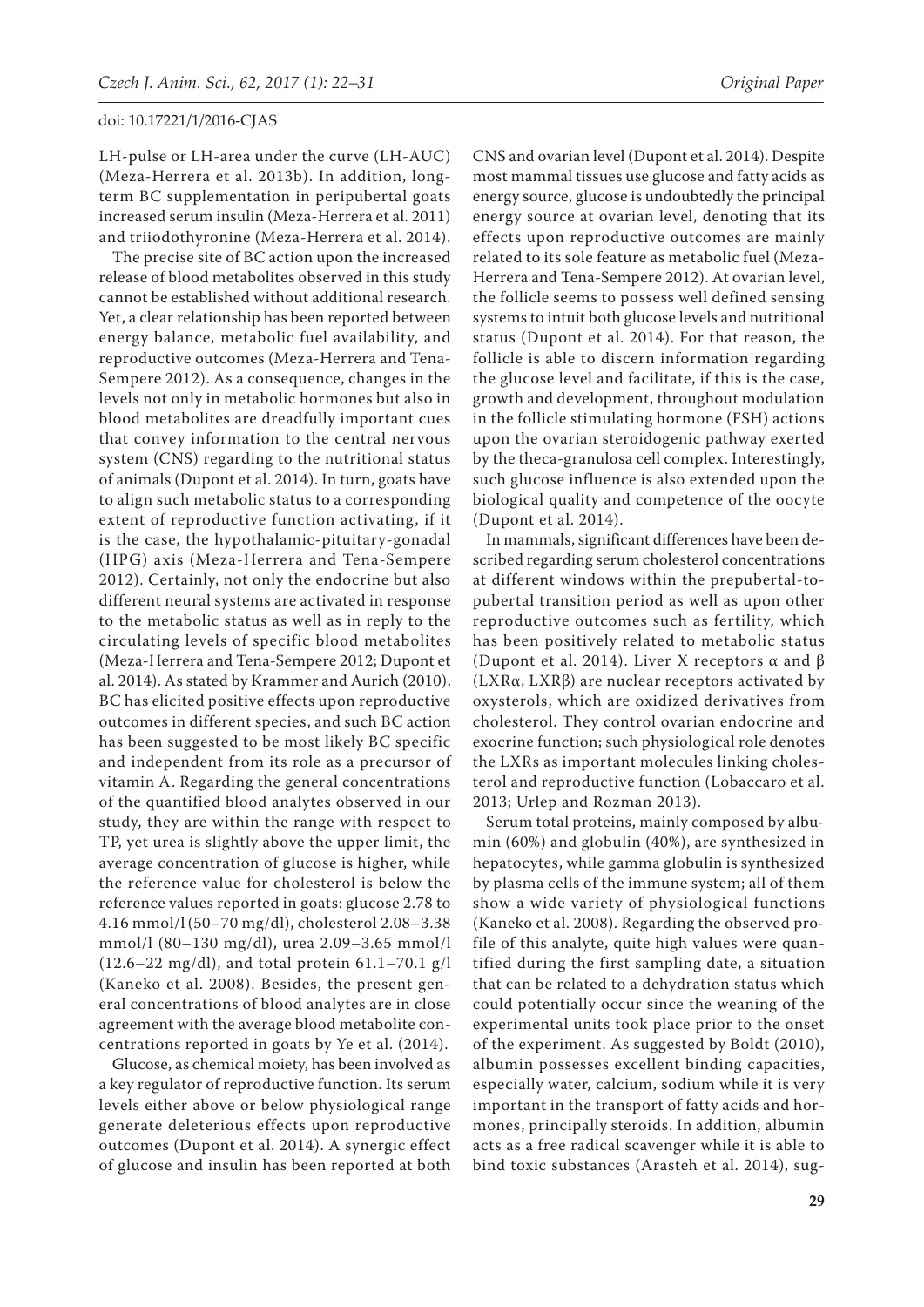LH-pulse or LH-area under the curve (LH-AUC) (Meza-Herrera et al. 2013b). In addition, long-term BC supplementation in peripubertal goats increased serum insulin (Meza-Herrera et al. 2011) and triiodothyronine (Meza-Herrera et al. 2014).

The precise site of BC action upon the increased release of blood metabolites observed in this study cannot be established without additional research. Yet, a clear relationship has been reported between energy balance, metabolic fuel availability, and reproductive outcomes (Meza-Herrera and Tena-Sempere 2012). As a consequence, changes in the levels not only in metabolic hormones but also in blood metabolites are dreadfully important cues that convey information to the central nervous system (CNS) regarding to the nutritional status of animals (Dupont et al. 2014). In turn, goats have to align such metabolic status to a corresponding extent of reproductive function activating, if it is the case, the hypothalamic-pituitary-gonadal (HPG) axis (Meza-Herrera and Tena-Sempere 2012). Certainly, not only the endocrine but also different neural systems are activated in response to the metabolic status as well as in reply to the circulating levels of specific blood metabolites (Meza-Herrera and Tena-Sempere 2012; Dupont et al. 2014). As stated by Krammer and Aurich (2010), BC has elicited positive effects upon reproductive outcomes in different species, and such BC action has been suggested to be most likely BC specific and independent from its role as a precursor of vitamin A. Regarding the general concentrations of the quantified blood analytes observed in our study, they are within the range with respect to TP, yet urea is slightly above the upper limit, the average concentration of glucose is higher, while the reference value for cholesterol is below the reference values reported in goats: glucose 2.78 to 4.16 mmol/l (50–70 mg/dl), cholesterol 2.08–3.38 mmol/l (80–130 mg/dl), urea 2.09–3.65 mmol/l (12.6–22 mg/dl), and total protein 61.1–70.1 g/l (Kaneko et al. 2008). Besides, the present general concentrations of blood analytes are in close agreement with the average blood metabolite concentrations reported in goats by Ye et al. (2014).

Glucose, as chemical moiety, has been involved as a key regulator of reproductive function. Its serum levels either above or below physiological range generate deleterious effects upon reproductive outcomes (Dupont et al. 2014). A synergic effect of glucose and insulin has been reported at both CNS and ovarian level (Dupont et al. 2014). Despite most mammal tissues use glucose and fatty acids as energy source, glucose is undoubtedly the principal energy source at ovarian level, denoting that its effects upon reproductive outcomes are mainly related to its sole feature as metabolic fuel (Meza-Herrera and Tena-Sempere 2012). At ovarian level, the follicle seems to possess well defined sensing systems to intuit both glucose levels and nutritional status (Dupont et al. 2014). For that reason, the follicle is able to discern information regarding the glucose level and facilitate, if this is the case, growth and development, throughout modulation in the follicle stimulating hormone (FSH) actions upon the ovarian steroidogenic pathway exerted by the theca-granulosa cell complex. Interestingly, such glucose influence is also extended upon the biological quality and competence of the oocyte (Dupont et al. 2014).

In mammals, significant differences have been described regarding serum cholesterol concentrations at different windows within the prepubertal-to-pubertal transition period as well as upon other reproductive outcomes such as fertility, which has been positively related to metabolic status (Dupont et al. 2014). Liver X receptors α and β (LXRα, LXRβ) are nuclear receptors activated by oxysterols, which are oxidized derivatives from cholesterol. They control ovarian endocrine and exocrine function; such physiological role denotes the LXRs as important molecules linking cholesterol and reproductive function (Lobaccaro et al. 2013; Urlep and Rozman 2013).

Serum total proteins, mainly composed by albumin (60%) and globulin (40%), are synthesized in hepatocytes, while gamma globulin is synthesized by plasma cells of the immune system; all of them show a wide variety of physiological functions (Kaneko et al. 2008). Regarding the observed profile of this analyte, quite high values were quantified during the first sampling date, a situation that can be related to a dehydration status which could potentially occur since the weaning of the experimental units took place prior to the onset of the experiment. As suggested by Boldt (2010), albumin possesses excellent binding capacities, especially water, calcium, sodium while it is very important in the transport of fatty acids and hormones, principally steroids. In addition, albumin acts as a free radical scavenger while it is able to bind toxic substances (Arasteh et al. 2014), sug-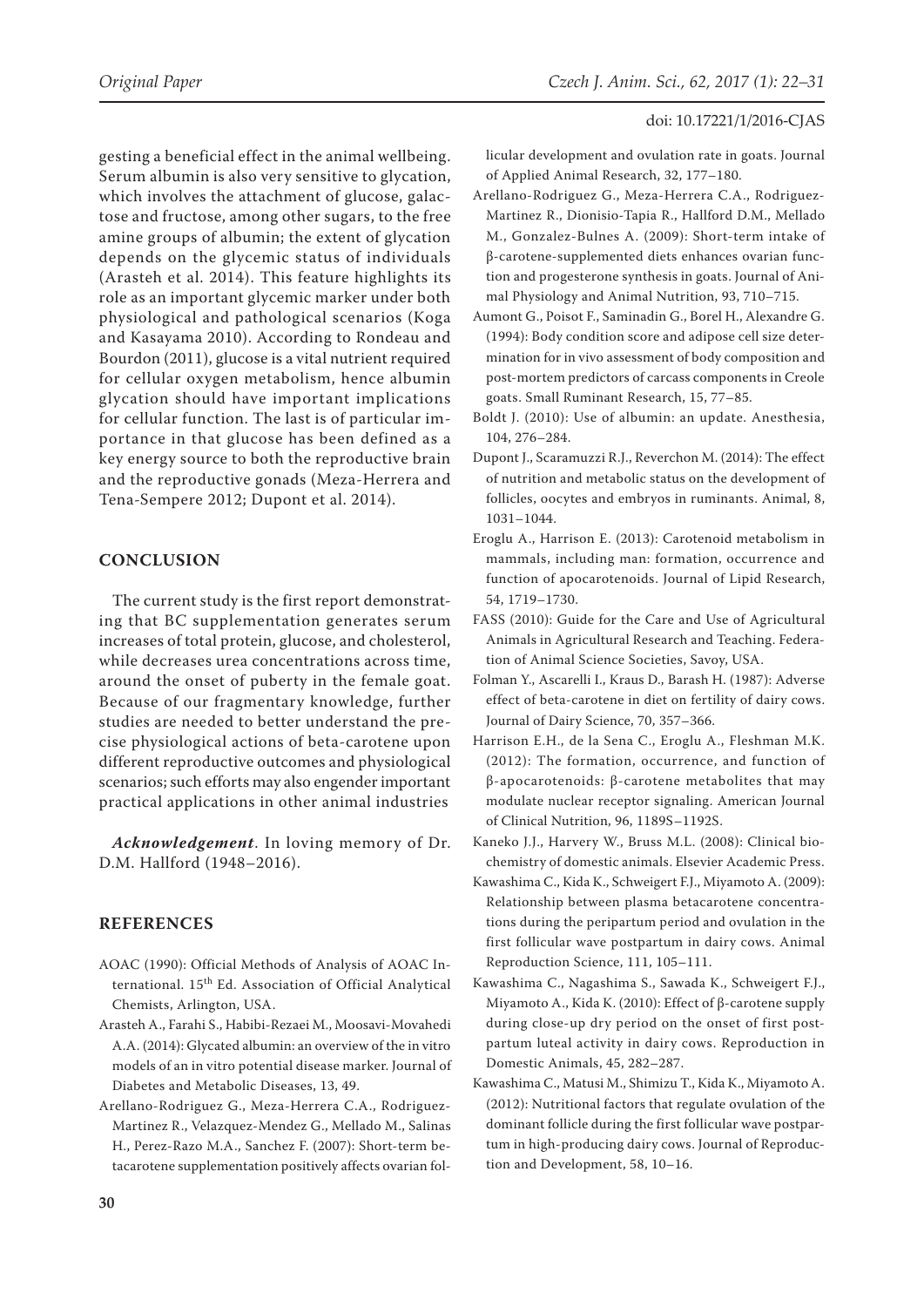gesting a beneficial effect in the animal wellbeing. Serum albumin is also very sensitive to glycation, which involves the attachment of glucose, galactose and fructose, among other sugars, to the free amine groups of albumin; the extent of glycation depends on the glycemic status of individuals (Arasteh et al. 2014). This feature highlights its role as an important glycemic marker under both physiological and pathological scenarios (Koga and Kasayama 2010). According to Rondeau and Bourdon (2011), glucose is a vital nutrient required for cellular oxygen metabolism, hence albumin glycation should have important implications for cellular function. The last is of particular importance in that glucose has been defined as a key energy source to both the reproductive brain and the reproductive gonads (Meza-Herrera and Tena-Sempere 2012; Dupont et al. 2014).

## CONCLUSION

The current study is the first report demonstrating that BC supplementation generates serum increases of total protein, glucose, and cholesterol, while decreases urea concentrations across time, around the onset of puberty in the female goat. Because of our fragmentary knowledge, further studies are needed to better understand the precise physiological actions of beta-carotene upon different reproductive outcomes and physiological scenarios; such efforts may also engender important practical applications in other animal industries

***Acknowledgement***. In loving memory of Dr. D.M. Hallford (1948–2016).

## REFERENCES

AOAC (1990): Official Methods of Analysis of AOAC International. 15th Ed. Association of Official Analytical Chemists, Arlington, USA.

Arasteh A., Farahi S., Habibi-Rezaei M., Moosavi-Movahedi A.A. (2014): Glycated albumin: an overview of the in vitro models of an in vitro potential disease marker. Journal of Diabetes and Metabolic Diseases, 13, 49.

Arellano-Rodriguez G., Meza-Herrera C.A., Rodriguez-Martinez R., Velazquez-Mendez G., Mellado M., Salinas H., Perez-Razo M.A., Sanchez F. (2007): Short-term betacarotene supplementation positively affects ovarian follicular development and ovulation rate in goats. Journal of Applied Animal Research, 32, 177–180.

Arellano-Rodriguez G., Meza-Herrera C.A., Rodriguez-Martinez R., Dionisio-Tapia R., Hallford D.M., Mellado M., Gonzalez-Bulnes A. (2009): Short-term intake of β-carotene-supplemented diets enhances ovarian function and progesterone synthesis in goats. Journal of Animal Physiology and Animal Nutrition, 93, 710–715.

Aumont G., Poisot F., Saminadin G., Borel H., Alexandre G. (1994): Body condition score and adipose cell size determination for in vivo assessment of body composition and post-mortem predictors of carcass components in Creole goats. Small Ruminant Research, 15, 77–85.

Boldt J. (2010): Use of albumin: an update. Anesthesia, 104, 276–284.

Dupont J., Scaramuzzi R.J., Reverchon M. (2014): The effect of nutrition and metabolic status on the development of follicles, oocytes and embryos in ruminants. Animal, 8, 1031–1044.

Eroglu A., Harrison E. (2013): Carotenoid metabolism in mammals, including man: formation, occurrence and function of apocarotenoids. Journal of Lipid Research, 54, 1719–1730.

FASS (2010): Guide for the Care and Use of Agricultural Animals in Agricultural Research and Teaching. Federation of Animal Science Societies, Savoy, USA.

Folman Y., Ascarelli I., Kraus D., Barash H. (1987): Adverse effect of beta-carotene in diet on fertility of dairy cows. Journal of Dairy Science, 70, 357–366.

Harrison E.H., de la Sena C., Eroglu A., Fleshman M.K. (2012): The formation, occurrence, and function of β-apocarotenoids: β-carotene metabolites that may modulate nuclear receptor signaling. American Journal of Clinical Nutrition, 96, 1189S–1192S.

Kaneko J.J., Harvery W., Bruss M.L. (2008): Clinical biochemistry of domestic animals. Elsevier Academic Press.

Kawashima C., Kida K., Schweigert F.J., Miyamoto A. (2009): Relationship between plasma betacarotene concentrations during the peripartum period and ovulation in the first follicular wave postpartum in dairy cows. Animal Reproduction Science, 111, 105–111.

Kawashima C., Nagashima S., Sawada K., Schweigert F.J., Miyamoto A., Kida K. (2010): Effect of β-carotene supply during close-up dry period on the onset of first postpartum luteal activity in dairy cows. Reproduction in Domestic Animals, 45, 282–287.

Kawashima C., Matusi M., Shimizu T., Kida K., Miyamoto A. (2012): Nutritional factors that regulate ovulation of the dominant follicle during the first follicular wave postpartum in high-producing dairy cows. Journal of Reproduction and Development, 58, 10–16.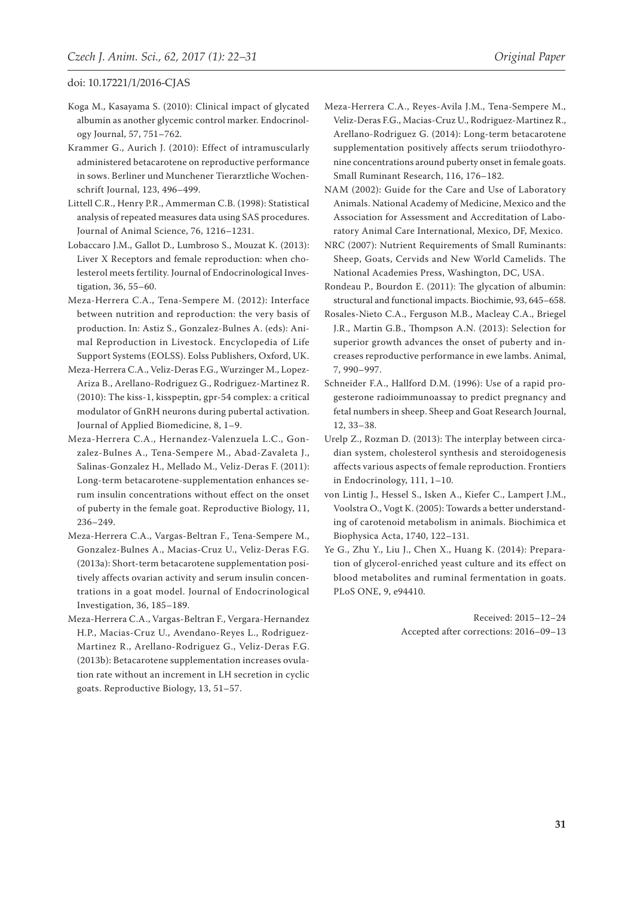Koga M., Kasayama S. (2010): Clinical impact of glycated albumin as another glycemic control marker. Endocrinology Journal, 57, 751–762.

Krammer G., Aurich J. (2010): Effect of intramuscularly administered betacarotene on reproductive performance in sows. Berliner und Munchener Tierarztliche Wochenschrift Journal, 123, 496–499.

Littell C.R., Henry P.R., Ammerman C.B. (1998): Statistical analysis of repeated measures data using SAS procedures. Journal of Animal Science, 76, 1216–1231.

Lobaccaro J.M., Gallot D., Lumbroso S., Mouzat K. (2013): Liver X Receptors and female reproduction: when cholesterol meets fertility. Journal of Endocrinological Investigation, 36, 55–60.

Meza-Herrera C.A., Tena-Sempere M. (2012): Interface between nutrition and reproduction: the very basis of production. In: Astiz S., Gonzalez-Bulnes A. (eds): Animal Reproduction in Livestock. Encyclopedia of Life Support Systems (EOLSS). Eolss Publishers, Oxford, UK.

Meza-Herrera C.A., Veliz-Deras F.G., Wurzinger M., Lopez-Ariza B., Arellano-Rodriguez G., Rodriguez-Martinez R. (2010): The kiss-1, kisspeptin, gpr-54 complex: a critical modulator of GnRH neurons during pubertal activation. Journal of Applied Biomedicine, 8, 1–9.

Meza-Herrera C.A., Hernandez-Valenzuela L.C., Gonzalez-Bulnes A., Tena-Sempere M., Abad-Zavaleta J., Salinas-Gonzalez H., Mellado M., Veliz-Deras F. (2011): Long-term betacarotene-supplementation enhances serum insulin concentrations without effect on the onset of puberty in the female goat. Reproductive Biology, 11, 236–249.

Meza-Herrera C.A., Vargas-Beltran F., Tena-Sempere M., Gonzalez-Bulnes A., Macias-Cruz U., Veliz-Deras F.G. (2013a): Short-term betacarotene supplementation positively affects ovarian activity and serum insulin concentrations in a goat model. Journal of Endocrinological Investigation, 36, 185–189.

Meza-Herrera C.A., Vargas-Beltran F., Vergara-Hernandez H.P., Macias-Cruz U., Avendano-Reyes L., Rodriguez-Martinez R., Arellano-Rodriguez G., Veliz-Deras F.G. (2013b): Betacarotene supplementation increases ovulation rate without an increment in LH secretion in cyclic goats. Reproductive Biology, 13, 51–57.

Meza-Herrera C.A., Reyes-Avila J.M., Tena-Sempere M., Veliz-Deras F.G., Macias-Cruz U., Rodriguez-Martinez R., Arellano-Rodriguez G. (2014): Long-term betacarotene supplementation positively affects serum triiodothyronine concentrations around puberty onset in female goats. Small Ruminant Research, 116, 176–182.

NAM (2002): Guide for the Care and Use of Laboratory Animals. National Academy of Medicine, Mexico and the Association for Assessment and Accreditation of Laboratory Animal Care International, Mexico, DF, Mexico.

NRC (2007): Nutrient Requirements of Small Ruminants: Sheep, Goats, Cervids and New World Camelids. The National Academies Press, Washington, DC, USA.

Rondeau P., Bourdon E. (2011): The glycation of albumin: structural and functional impacts. Biochimie, 93, 645–658.

Rosales-Nieto C.A., Ferguson M.B., Macleay C.A., Briegel J.R., Martin G.B., Thompson A.N. (2013): Selection for superior growth advances the onset of puberty and increases reproductive performance in ewe lambs. Animal, 7, 990–997.

Schneider F.A., Hallford D.M. (1996): Use of a rapid progesterone radioimmunoassay to predict pregnancy and fetal numbers in sheep. Sheep and Goat Research Journal, 12, 33–38.

Urelp Z., Rozman D. (2013): The interplay between circadian system, cholesterol synthesis and steroidogenesis affects various aspects of female reproduction. Frontiers in Endocrinology, 111, 1–10.

von Lintig J., Hessel S., Isken A., Kiefer C., Lampert J.M., Voolstra O., Vogt K. (2005): Towards a better understanding of carotenoid metabolism in animals. Biochimica et Biophysica Acta, 1740, 122–131.

Ye G., Zhu Y., Liu J., Chen X., Huang K. (2014): Preparation of glycerol-enriched yeast culture and its effect on blood metabolites and ruminal fermentation in goats. PLoS ONE, 9, e94410.

Received: 2015–12–24
Accepted after corrections: 2016–09–13